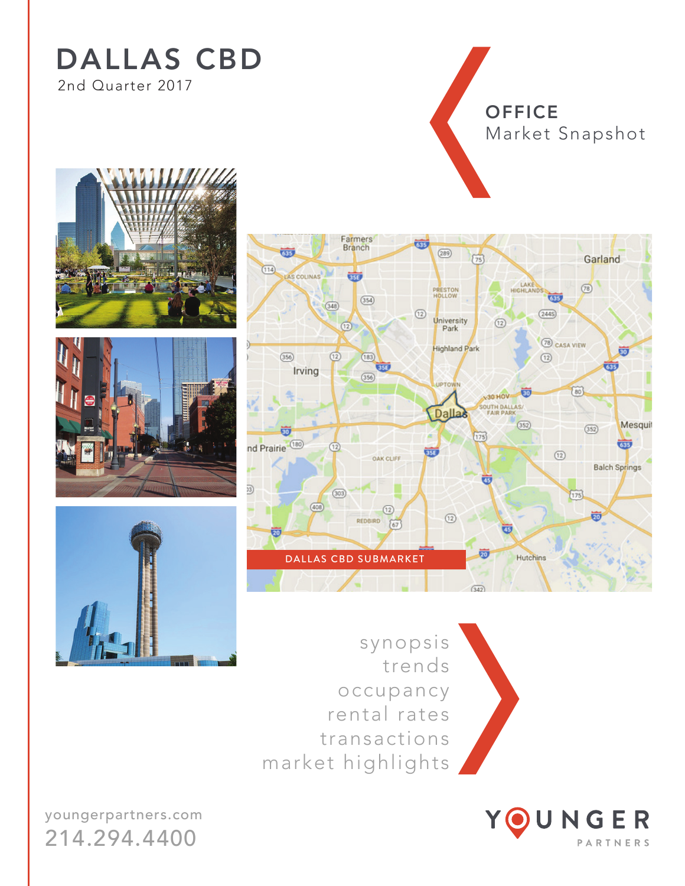# DALLAS CBD

2nd Quarter 2017

## OFFICE
Market Snapshot

DALLAS CBD SUBMARKET

synopsis
trends
occupancy
rental rates
transactions
market highlights

youngerpartners.com
214.294.4400

YOUNGER PARTNERS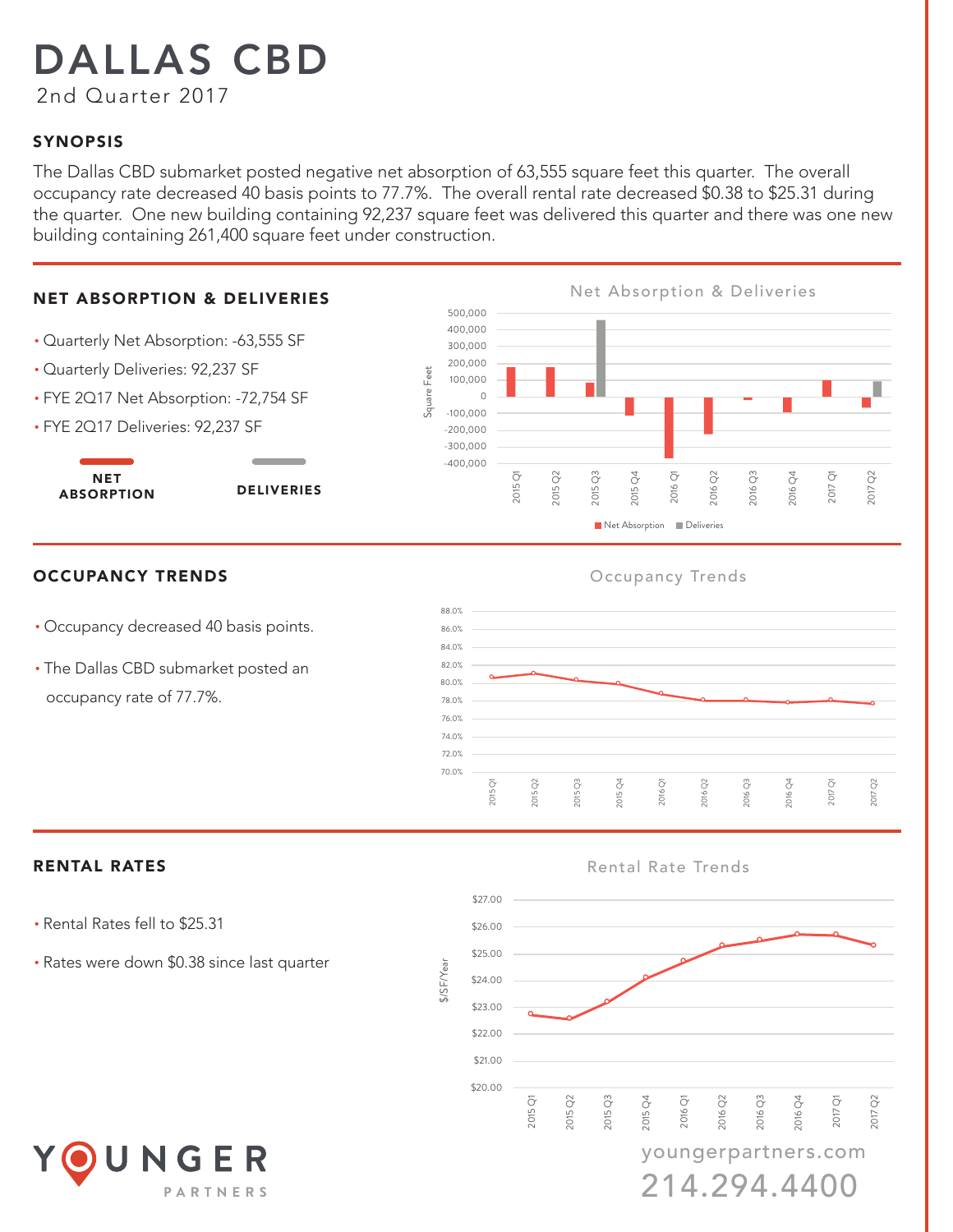# DALLAS CBD

2nd Quarter 2017

## SYNOPSIS

The Dallas CBD submarket posted negative net absorption of 63,555 square feet this quarter. The overall occupancy rate decreased 40 basis points to 77.7%. The overall rental rate decreased $0.38 to $25.31 during the quarter. One new building containing 92,237 square feet was delivered this quarter and there was one new building containing 261,400 square feet under construction.

## NET ABSORPTION & DELIVERIES

- Quarterly Net Absorption: -63,555 SF
- Quarterly Deliveries: 92,237 SF
- FYE 2Q17 Net Absorption: -72,754 SF
- FYE 2Q17 Deliveries: 92,237 SF

NET ABSORPTION | DELIVERIES

## OCCUPANCY TRENDS

- Occupancy decreased 40 basis points.
- The Dallas CBD submarket posted an occupancy rate of 77.7%.

## RENTAL RATES

- Rental Rates fell to $25.31
- Rates were down $0.38 since last quarter

YOUNGER PARTNERS

youngerpartners.com

214.294.4400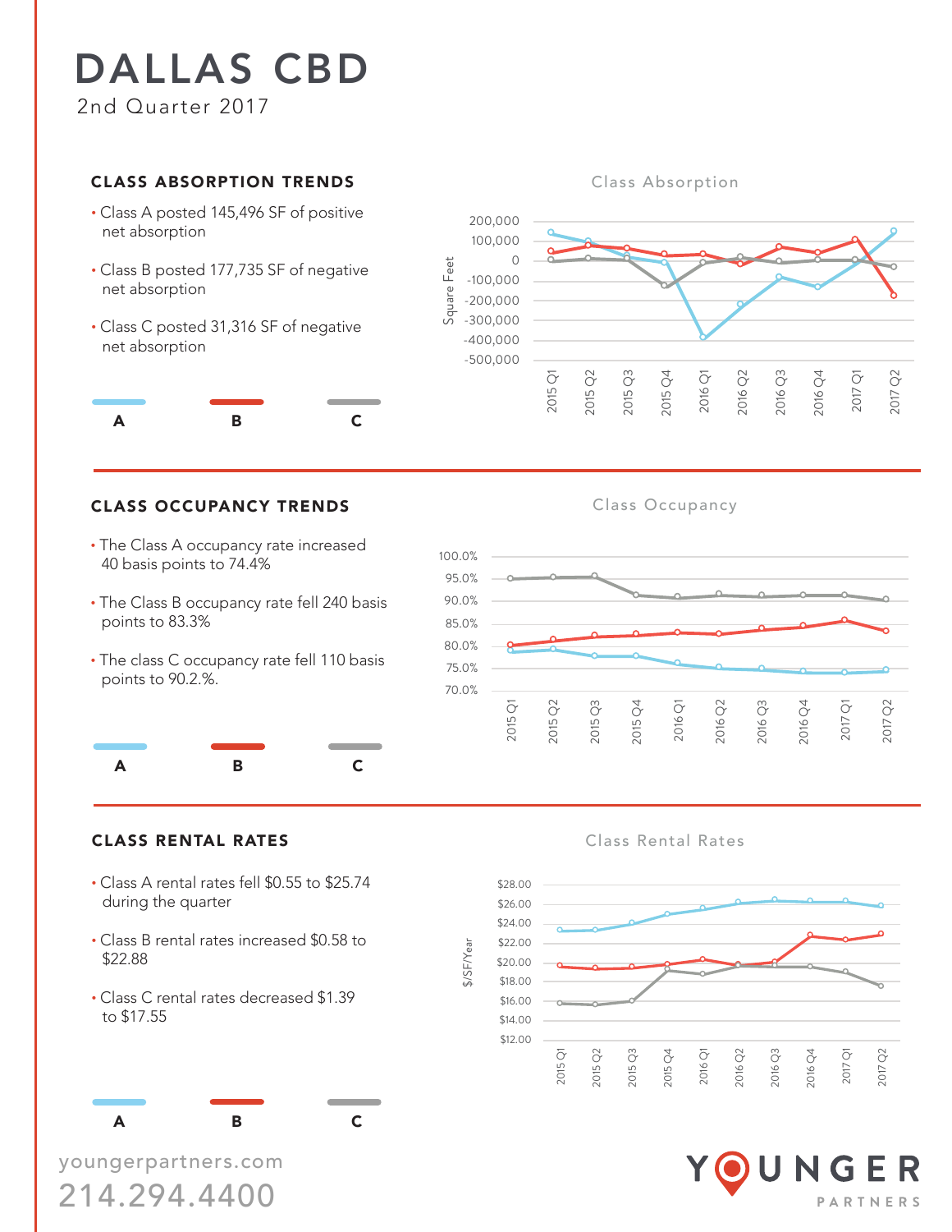# DALLAS CBD

2nd Quarter 2017

## CLASS ABSORPTION TRENDS

- Class A posted 145,496 SF of positive net absorption
- Class B posted 177,735 SF of negative net absorption
- Class C posted 31,316 SF of negative net absorption

A B C

Class Absorption

## CLASS OCCUPANCY TRENDS

- The Class A occupancy rate increased 40 basis points to 74.4%
- The Class B occupancy rate fell 240 basis points to 83.3%
- The class C occupancy rate fell 110 basis points to 90.2.%.

A B C

Class Occupancy

## CLASS RENTAL RATES

- Class A rental rates fell $0.55 to $25.74 during the quarter
- Class B rental rates increased $0.58 to $22.88
- Class C rental rates decreased $1.39 to $17.55

A B C

Class Rental Rates

youngerpartners.com
214.294.4400

YOUNGER PARTNERS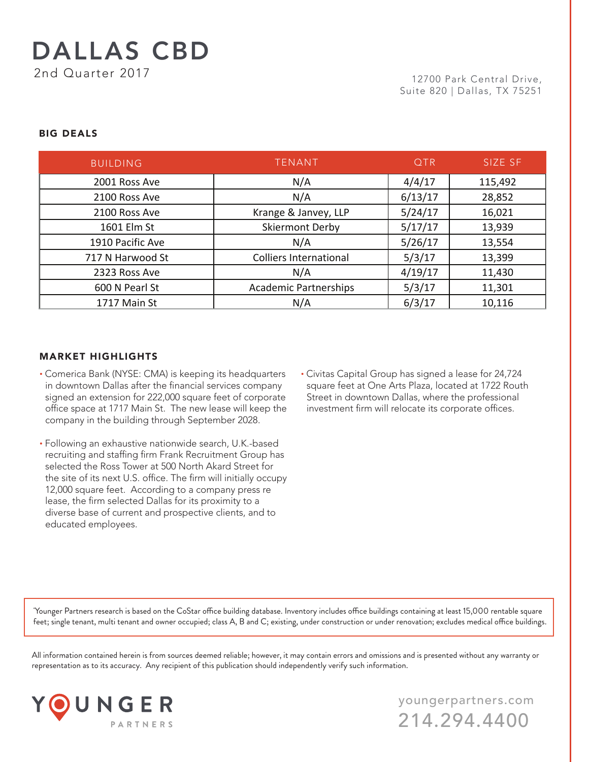# DALLAS CBD

2nd Quarter 2017

12700 Park Central Drive, Suite 820 | Dallas, TX 75251

### BIG DEALS

| BUILDING | TENANT | QTR | SIZE SF |
|---|---|---|---|
| 2001 Ross Ave | N/A | 4/4/17 | 115,492 |
| 2100 Ross Ave | N/A | 6/13/17 | 28,852 |
| 2100 Ross Ave | Krange & Janvey, LLP | 5/24/17 | 16,021 |
| 1601 Elm St | Skiermont Derby | 5/17/17 | 13,939 |
| 1910 Pacific Ave | N/A | 5/26/17 | 13,554 |
| 717 N Harwood St | Colliers International | 5/3/17 | 13,399 |
| 2323 Ross Ave | N/A | 4/19/17 | 11,430 |
| 600 N Pearl St | Academic Partnerships | 5/3/17 | 11,301 |
| 1717 Main St | N/A | 6/3/17 | 10,116 |

### MARKET HIGHLIGHTS

- Comerica Bank (NYSE: CMA) is keeping its headquarters in downtown Dallas after the financial services company signed an extension for 222,000 square feet of corporate office space at 1717 Main St. The new lease will keep the company in the building through September 2028.
- Following an exhaustive nationwide search, U.K.-based recruiting and staffing firm Frank Recruitment Group has selected the Ross Tower at 500 North Akard Street for the site of its next U.S. office. The firm will initially occupy 12,000 square feet. According to a company press re lease, the firm selected Dallas for its proximity to a diverse base of current and prospective clients, and to educated employees.
- Civitas Capital Group has signed a lease for 24,724 square feet at One Arts Plaza, located at 1722 Routh Street in downtown Dallas, where the professional investment firm will relocate its corporate offices.

`Younger Partners research is based on the CoStar office building database. Inventory includes office buildings containing at least 15,000 rentable square feet; single tenant, multi tenant and owner occupied; class A, B and C; existing, under construction or under renovation; excludes medical office buildings.

All information contained herein is from sources deemed reliable; however, it may contain errors and omissions and is presented without any warranty or representation as to its accuracy. Any recipient of this publication should independently verify such information.

YOUNGER PARTNERS

youngerpartners.com
214.294.4400